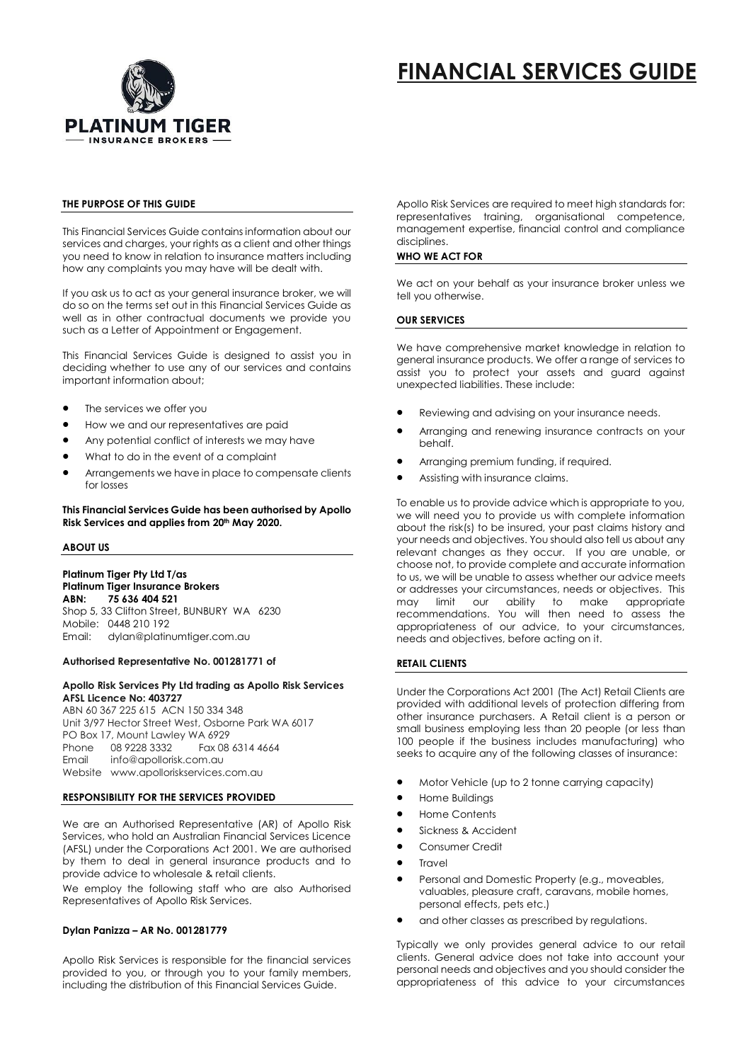# FINANCIAL SERVICES GUIDE

PLATINUM TIGER
INSURANCE BROKERS

## THE PURPOSE OF THIS GUIDE

This Financial Services Guide contains information about our services and charges, your rights as a client and other things you need to know in relation to insurance matters including how any complaints you may have will be dealt with.

If you ask us to act as your general insurance broker, we will do so on the terms set out in this Financial Services Guide as well as in other contractual documents we provide you such as a Letter of Appointment or Engagement.

This Financial Services Guide is designed to assist you in deciding whether to use any of our services and contains important information about;

- The services we offer you
- How we and our representatives are paid
- Any potential conflict of interests we may have
- What to do in the event of a complaint
- Arrangements we have in place to compensate clients for losses

**This Financial Services Guide has been authorised by Apollo Risk Services and applies from 20th May 2020.**

## ABOUT US

**Platinum Tiger Pty Ltd T/as**
**Platinum Tiger Insurance Brokers**
**ABN: 75 636 404 521**
Shop 5, 33 Clifton Street, BUNBURY WA 6230
Mobile: 0448 210 192
Email: dylan@platinumtiger.com.au

**Authorised Representative No. 001281771 of**

**Apollo Risk Services Pty Ltd trading as Apollo Risk Services**
**AFSL Licence No: 403727**
ABN 60 367 225 615 ACN 150 334 348
Unit 3/97 Hector Street West, Osborne Park WA 6017
PO Box 17, Mount Lawley WA 6929
Phone 08 9228 3332 Fax 08 6314 4664
Email info@apollorisk.com.au
Website www.apolloriskservices.com.au

## RESPONSIBILITY FOR THE SERVICES PROVIDED

We are an Authorised Representative (AR) of Apollo Risk Services, who hold an Australian Financial Services Licence (AFSL) under the Corporations Act 2001. We are authorised by them to deal in general insurance products and to provide advice to wholesale & retail clients.

We employ the following staff who are also Authorised Representatives of Apollo Risk Services.

**Dylan Panizza – AR No. 001281779**

Apollo Risk Services is responsible for the financial services provided to you, or through you to your family members, including the distribution of this Financial Services Guide.

Apollo Risk Services are required to meet high standards for: representatives training, organisational competence, management expertise, financial control and compliance disciplines.

## WHO WE ACT FOR

We act on your behalf as your insurance broker unless we tell you otherwise.

## OUR SERVICES

We have comprehensive market knowledge in relation to general insurance products. We offer a range of services to assist you to protect your assets and guard against unexpected liabilities. These include:

- Reviewing and advising on your insurance needs.
- Arranging and renewing insurance contracts on your behalf.
- Arranging premium funding, if required.
- Assisting with insurance claims.

To enable us to provide advice which is appropriate to you, we will need you to provide us with complete information about the risk(s) to be insured, your past claims history and your needs and objectives. You should also tell us about any relevant changes as they occur. If you are unable, or choose not, to provide complete and accurate information to us, we will be unable to assess whether our advice meets or addresses your circumstances, needs or objectives. This may limit our ability to make appropriate recommendations. You will then need to assess the appropriateness of our advice, to your circumstances, needs and objectives, before acting on it.

## RETAIL CLIENTS

Under the Corporations Act 2001 (The Act) Retail Clients are provided with additional levels of protection differing from other insurance purchasers. A Retail client is a person or small business employing less than 20 people (or less than 100 people if the business includes manufacturing) who seeks to acquire any of the following classes of insurance:

- Motor Vehicle (up to 2 tonne carrying capacity)
- Home Buildings
- Home Contents
- Sickness & Accident
- Consumer Credit
- Travel
- Personal and Domestic Property (e.g., moveables, valuables, pleasure craft, caravans, mobile homes, personal effects, pets etc.)
- and other classes as prescribed by regulations.

Typically we only provides general advice to our retail clients. General advice does not take into account your personal needs and objectives and you should consider the appropriateness of this advice to your circumstances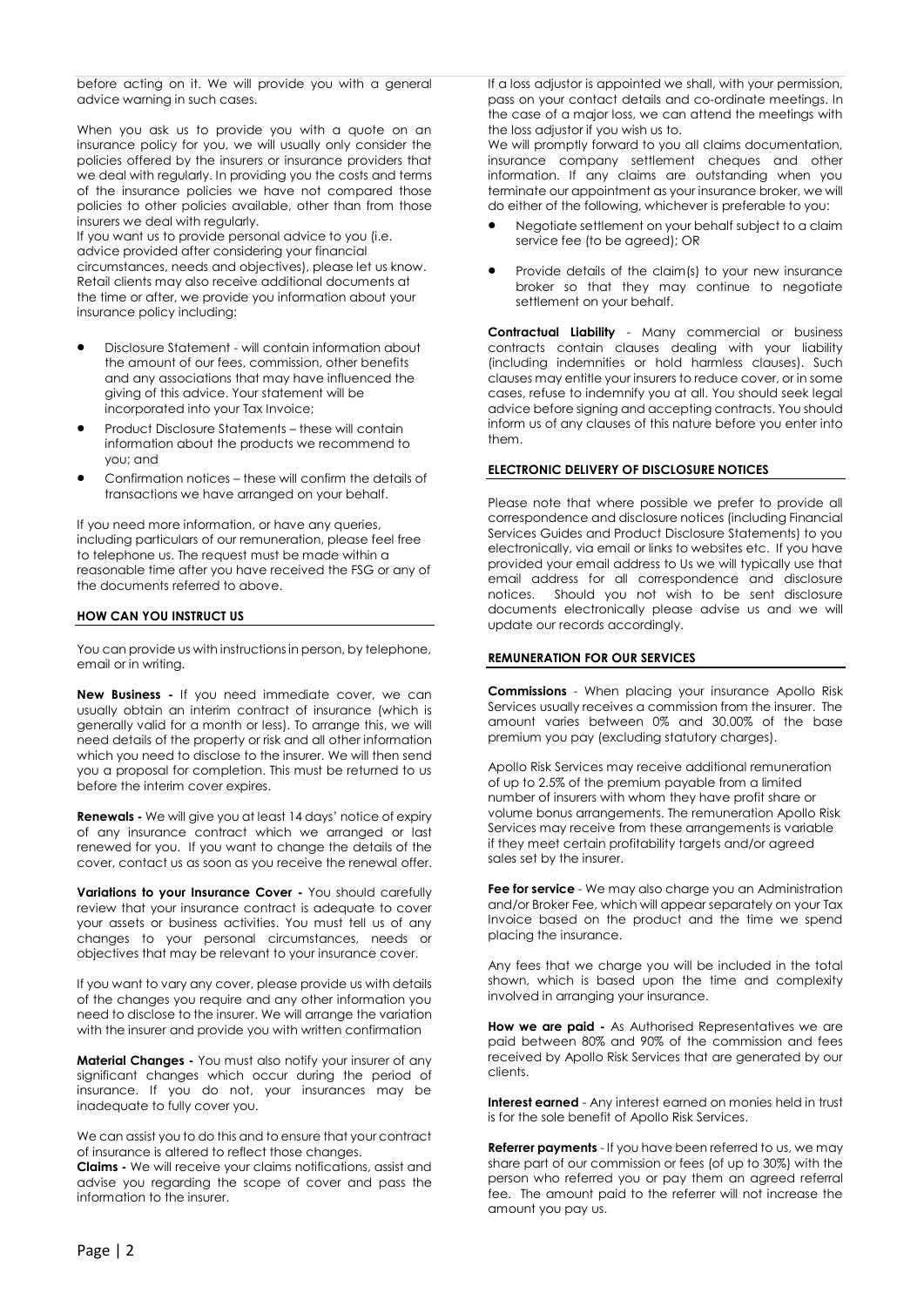before acting on it. We will provide you with a general advice warning in such cases.

When you ask us to provide you with a quote on an insurance policy for you, we will usually only consider the policies offered by the insurers or insurance providers that we deal with regularly. In providing you the costs and terms of the insurance policies we have not compared those policies to other policies available, other than from those insurers we deal with regularly.

If you want us to provide personal advice to you (i.e. advice provided after considering your financial circumstances, needs and objectives), please let us know. Retail clients may also receive additional documents at the time or after, we provide you information about your insurance policy including:

- Disclosure Statement - will contain information about the amount of our fees, commission, other benefits and any associations that may have influenced the giving of this advice. Your statement will be incorporated into your Tax Invoice;
- Product Disclosure Statements – these will contain information about the products we recommend to you; and
- Confirmation notices – these will confirm the details of transactions we have arranged on your behalf.

If you need more information, or have any queries, including particulars of our remuneration, please feel free to telephone us. The request must be made within a reasonable time after you have received the FSG or any of the documents referred to above.

## HOW CAN YOU INSTRUCT US

You can provide us with instructions in person, by telephone, email or in writing.

**New Business -** If you need immediate cover, we can usually obtain an interim contract of insurance (which is generally valid for a month or less). To arrange this, we will need details of the property or risk and all other information which you need to disclose to the insurer. We will then send you a proposal for completion. This must be returned to us before the interim cover expires.

**Renewals -** We will give you at least 14 days' notice of expiry of any insurance contract which we arranged or last renewed for you. If you want to change the details of the cover, contact us as soon as you receive the renewal offer.

**Variations to your Insurance Cover -** You should carefully review that your insurance contract is adequate to cover your assets or business activities. You must tell us of any changes to your personal circumstances, needs or objectives that may be relevant to your insurance cover.

If you want to vary any cover, please provide us with details of the changes you require and any other information you need to disclose to the insurer. We will arrange the variation with the insurer and provide you with written confirmation

**Material Changes -** You must also notify your insurer of any significant changes which occur during the period of insurance. If you do not, your insurances may be inadequate to fully cover you.

We can assist you to do this and to ensure that your contract of insurance is altered to reflect those changes.

**Claims -** We will receive your claims notifications, assist and advise you regarding the scope of cover and pass the information to the insurer.

If a loss adjustor is appointed we shall, with your permission, pass on your contact details and co-ordinate meetings. In the case of a major loss, we can attend the meetings with the loss adjustor if you wish us to.

We will promptly forward to you all claims documentation, insurance company settlement cheques and other information. If any claims are outstanding when you terminate our appointment as your insurance broker, we will do either of the following, whichever is preferable to you:

- Negotiate settlement on your behalf subject to a claim service fee (to be agreed); OR
- Provide details of the claim(s) to your new insurance broker so that they may continue to negotiate settlement on your behalf.

**Contractual Liability** - Many commercial or business contracts contain clauses dealing with your liability (including indemnities or hold harmless clauses). Such clauses may entitle your insurers to reduce cover, or in some cases, refuse to indemnify you at all. You should seek legal advice before signing and accepting contracts. You should inform us of any clauses of this nature before you enter into them.

## ELECTRONIC DELIVERY OF DISCLOSURE NOTICES

Please note that where possible we prefer to provide all correspondence and disclosure notices (including Financial Services Guides and Product Disclosure Statements) to you electronically, via email or links to websites etc. If you have provided your email address to Us we will typically use that email address for all correspondence and disclosure notices. Should you not wish to be sent disclosure documents electronically please advise us and we will update our records accordingly.

## REMUNERATION FOR OUR SERVICES

**Commissions** - When placing your insurance Apollo Risk Services usually receives a commission from the insurer. The amount varies between 0% and 30.00% of the base premium you pay (excluding statutory charges).

Apollo Risk Services may receive additional remuneration of up to 2.5% of the premium payable from a limited number of insurers with whom they have profit share or volume bonus arrangements. The remuneration Apollo Risk Services may receive from these arrangements is variable if they meet certain profitability targets and/or agreed sales set by the insurer.

**Fee for service** - We may also charge you an Administration and/or Broker Fee, which will appear separately on your Tax Invoice based on the product and the time we spend placing the insurance.

Any fees that we charge you will be included in the total shown, which is based upon the time and complexity involved in arranging your insurance.

**How we are paid -** As Authorised Representatives we are paid between 80% and 90% of the commission and fees received by Apollo Risk Services that are generated by our clients.

**Interest earned** - Any interest earned on monies held in trust is for the sole benefit of Apollo Risk Services.

**Referrer payments** - If you have been referred to us, we may share part of our commission or fees (of up to 30%) with the person who referred you or pay them an agreed referral fee. The amount paid to the referrer will not increase the amount you pay us.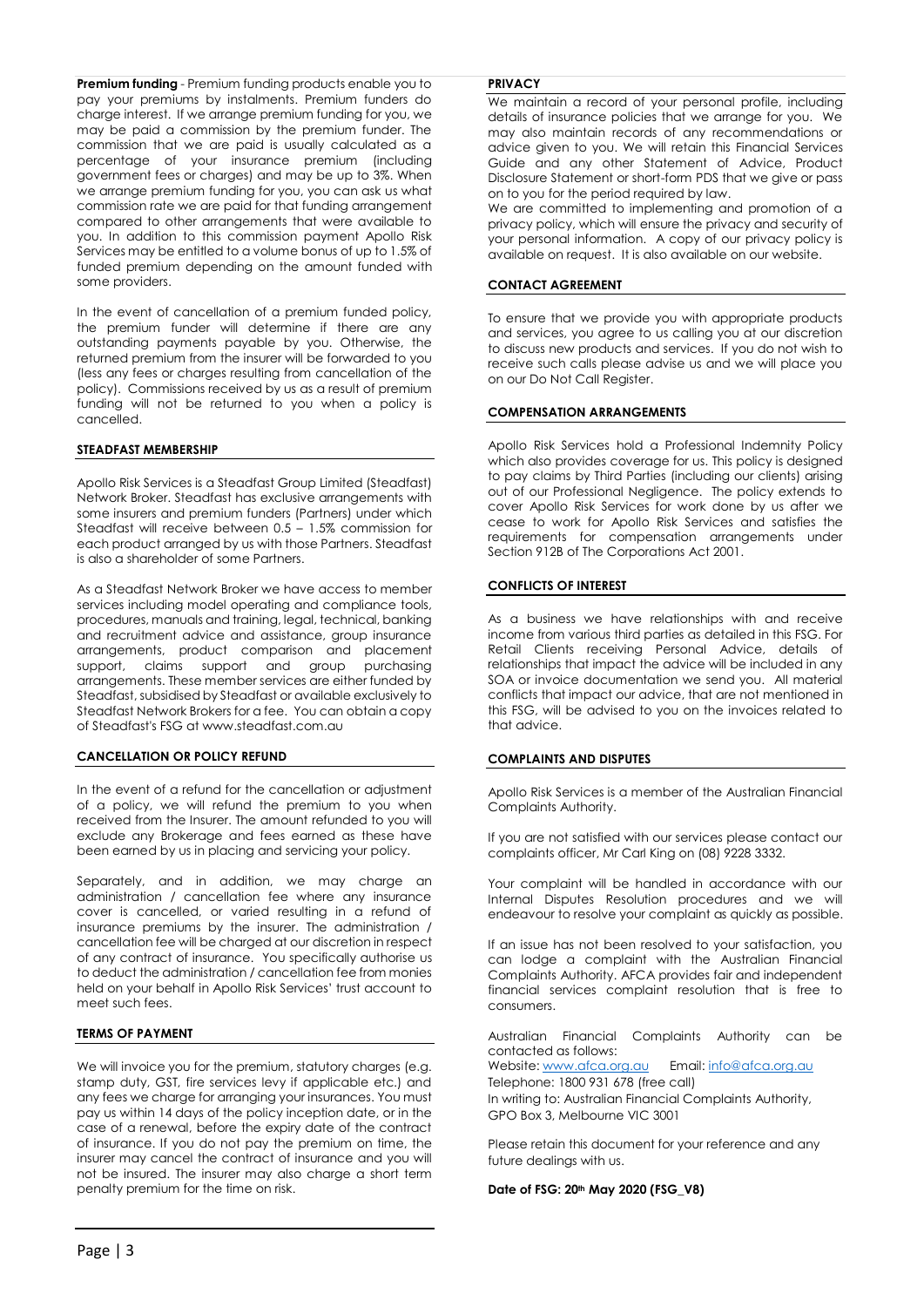**Premium funding** - Premium funding products enable you to pay your premiums by instalments. Premium funders do charge interest. If we arrange premium funding for you, we may be paid a commission by the premium funder. The commission that we are paid is usually calculated as a percentage of your insurance premium (including government fees or charges) and may be up to 3%. When we arrange premium funding for you, you can ask us what commission rate we are paid for that funding arrangement compared to other arrangements that were available to you. In addition to this commission payment Apollo Risk Services may be entitled to a volume bonus of up to 1.5% of funded premium depending on the amount funded with some providers.

In the event of cancellation of a premium funded policy, the premium funder will determine if there are any outstanding payments payable by you. Otherwise, the returned premium from the insurer will be forwarded to you (less any fees or charges resulting from cancellation of the policy). Commissions received by us as a result of premium funding will not be returned to you when a policy is cancelled.

## STEADFAST MEMBERSHIP

Apollo Risk Services is a Steadfast Group Limited (Steadfast) Network Broker. Steadfast has exclusive arrangements with some insurers and premium funders (Partners) under which Steadfast will receive between 0.5 – 1.5% commission for each product arranged by us with those Partners. Steadfast is also a shareholder of some Partners.

As a Steadfast Network Broker we have access to member services including model operating and compliance tools, procedures, manuals and training, legal, technical, banking and recruitment advice and assistance, group insurance arrangements, product comparison and placement support, claims support and group purchasing arrangements. These member services are either funded by Steadfast, subsidised by Steadfast or available exclusively to Steadfast Network Brokers for a fee. You can obtain a copy of Steadfast's FSG at www.steadfast.com.au

## CANCELLATION OR POLICY REFUND

In the event of a refund for the cancellation or adjustment of a policy, we will refund the premium to you when received from the Insurer. The amount refunded to you will exclude any Brokerage and fees earned as these have been earned by us in placing and servicing your policy.

Separately, and in addition, we may charge an administration / cancellation fee where any insurance cover is cancelled, or varied resulting in a refund of insurance premiums by the insurer. The administration / cancellation fee will be charged at our discretion in respect of any contract of insurance. You specifically authorise us to deduct the administration / cancellation fee from monies held on your behalf in Apollo Risk Services' trust account to meet such fees.

## TERMS OF PAYMENT

We will invoice you for the premium, statutory charges (e.g. stamp duty, GST, fire services levy if applicable etc.) and any fees we charge for arranging your insurances. You must pay us within 14 days of the policy inception date, or in the case of a renewal, before the expiry date of the contract of insurance. If you do not pay the premium on time, the insurer may cancel the contract of insurance and you will not be insured. The insurer may also charge a short term penalty premium for the time on risk.

## PRIVACY

We maintain a record of your personal profile, including details of insurance policies that we arrange for you. We may also maintain records of any recommendations or advice given to you. We will retain this Financial Services Guide and any other Statement of Advice, Product Disclosure Statement or short-form PDS that we give or pass on to you for the period required by law.

We are committed to implementing and promotion of a privacy policy, which will ensure the privacy and security of your personal information. A copy of our privacy policy is available on request. It is also available on our website.

## CONTACT AGREEMENT

To ensure that we provide you with appropriate products and services, you agree to us calling you at our discretion to discuss new products and services. If you do not wish to receive such calls please advise us and we will place you on our Do Not Call Register.

## COMPENSATION ARRANGEMENTS

Apollo Risk Services hold a Professional Indemnity Policy which also provides coverage for us. This policy is designed to pay claims by Third Parties (including our clients) arising out of our Professional Negligence. The policy extends to cover Apollo Risk Services for work done by us after we cease to work for Apollo Risk Services and satisfies the requirements for compensation arrangements under Section 912B of The Corporations Act 2001.

## CONFLICTS OF INTEREST

As a business we have relationships with and receive income from various third parties as detailed in this FSG. For Retail Clients receiving Personal Advice, details of relationships that impact the advice will be included in any SOA or invoice documentation we send you. All material conflicts that impact our advice, that are not mentioned in this FSG, will be advised to you on the invoices related to that advice.

## COMPLAINTS AND DISPUTES

Apollo Risk Services is a member of the Australian Financial Complaints Authority.

If you are not satisfied with our services please contact our complaints officer, Mr Carl King on (08) 9228 3332.

Your complaint will be handled in accordance with our Internal Disputes Resolution procedures and we will endeavour to resolve your complaint as quickly as possible.

If an issue has not been resolved to your satisfaction, you can lodge a complaint with the Australian Financial Complaints Authority. AFCA provides fair and independent financial services complaint resolution that is free to consumers.

Australian Financial Complaints Authority can be contacted as follows:
Website: www.afca.org.au Email: info@afca.org.au
Telephone: 1800 931 678 (free call)
In writing to: Australian Financial Complaints Authority, GPO Box 3, Melbourne VIC 3001

Please retain this document for your reference and any future dealings with us.

**Date of FSG: 20th May 2020 (FSG_V8)**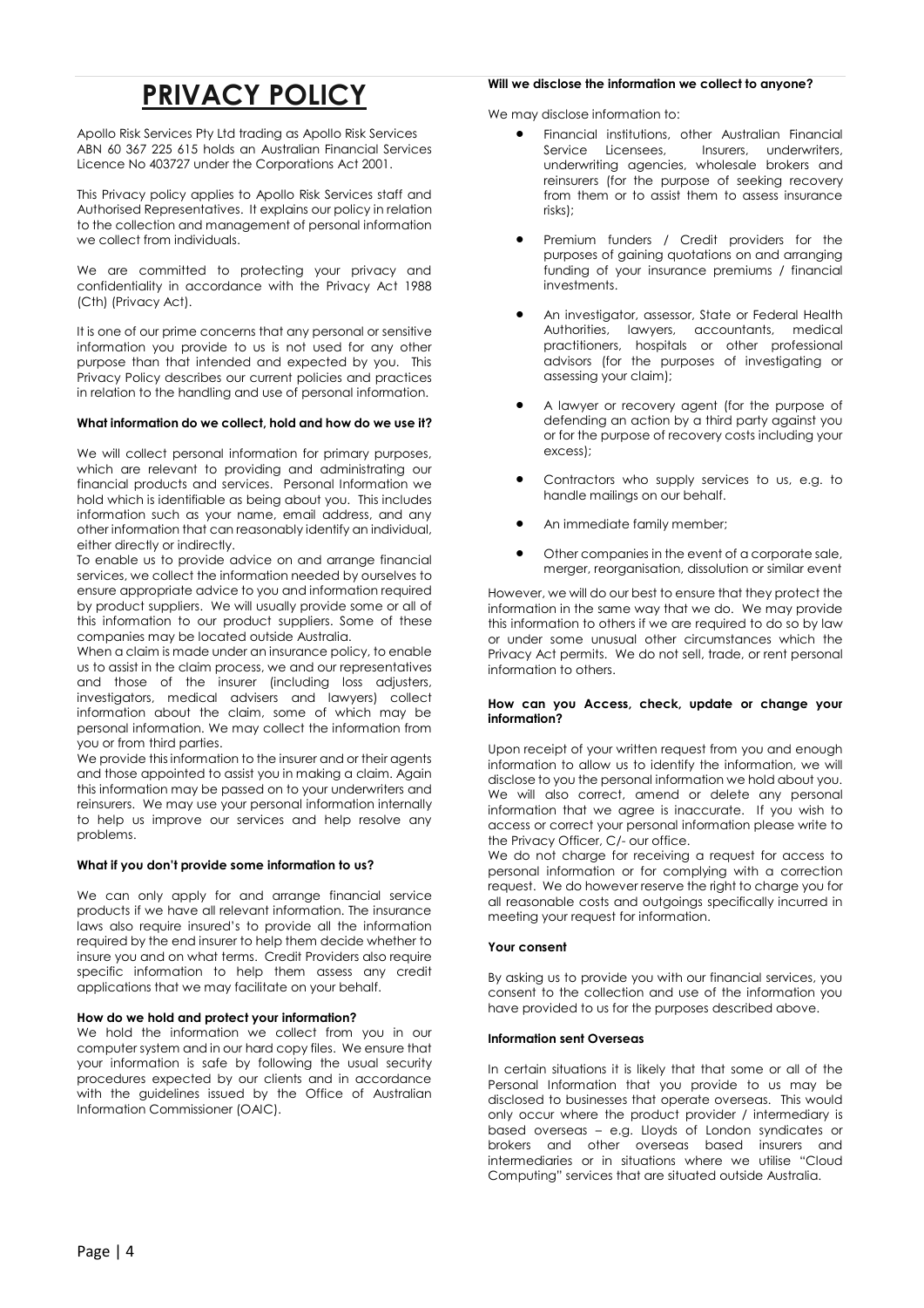# PRIVACY POLICY

Apollo Risk Services Pty Ltd trading as Apollo Risk Services ABN 60 367 225 615 holds an Australian Financial Services Licence No 403727 under the Corporations Act 2001.

This Privacy policy applies to Apollo Risk Services staff and Authorised Representatives. It explains our policy in relation to the collection and management of personal information we collect from individuals.

We are committed to protecting your privacy and confidentiality in accordance with the Privacy Act 1988 (Cth) (Privacy Act).

It is one of our prime concerns that any personal or sensitive information you provide to us is not used for any other purpose than that intended and expected by you. This Privacy Policy describes our current policies and practices in relation to the handling and use of personal information.

**What information do we collect, hold and how do we use it?**

We will collect personal information for primary purposes, which are relevant to providing and administrating our financial products and services. Personal Information we hold which is identifiable as being about you. This includes information such as your name, email address, and any other information that can reasonably identify an individual, either directly or indirectly.

To enable us to provide advice on and arrange financial services, we collect the information needed by ourselves to ensure appropriate advice to you and information required by product suppliers. We will usually provide some or all of this information to our product suppliers. Some of these companies may be located outside Australia.

When a claim is made under an insurance policy, to enable us to assist in the claim process, we and our representatives and those of the insurer (including loss adjusters, investigators, medical advisers and lawyers) collect information about the claim, some of which may be personal information. We may collect the information from you or from third parties.

We provide this information to the insurer and or their agents and those appointed to assist you in making a claim. Again this information may be passed on to your underwriters and reinsurers. We may use your personal information internally to help us improve our services and help resolve any problems.

**What if you don't provide some information to us?**

We can only apply for and arrange financial service products if we have all relevant information. The insurance laws also require insured's to provide all the information required by the end insurer to help them decide whether to insure you and on what terms. Credit Providers also require specific information to help them assess any credit applications that we may facilitate on your behalf.

**How do we hold and protect your information?**

We hold the information we collect from you in our computer system and in our hard copy files. We ensure that your information is safe by following the usual security procedures expected by our clients and in accordance with the guidelines issued by the Office of Australian Information Commissioner (OAIC).

**Will we disclose the information we collect to anyone?**

We may disclose information to:

- Financial institutions, other Australian Financial Service Licensees, Insurers, underwriters, underwriting agencies, wholesale brokers and reinsurers (for the purpose of seeking recovery from them or to assist them to assess insurance risks);
- Premium funders / Credit providers for the purposes of gaining quotations on and arranging funding of your insurance premiums / financial investments.
- An investigator, assessor, State or Federal Health Authorities, lawyers, accountants, medical practitioners, hospitals or other professional advisors (for the purposes of investigating or assessing your claim);
- A lawyer or recovery agent (for the purpose of defending an action by a third party against you or for the purpose of recovery costs including your excess);
- Contractors who supply services to us, e.g. to handle mailings on our behalf.
- An immediate family member;
- Other companies in the event of a corporate sale, merger, reorganisation, dissolution or similar event

However, we will do our best to ensure that they protect the information in the same way that we do. We may provide this information to others if we are required to do so by law or under some unusual other circumstances which the Privacy Act permits. We do not sell, trade, or rent personal information to others.

**How can you Access, check, update or change your information?**

Upon receipt of your written request from you and enough information to allow us to identify the information, we will disclose to you the personal information we hold about you. We will also correct, amend or delete any personal information that we agree is inaccurate. If you wish to access or correct your personal information please write to the Privacy Officer, C/- our office.

We do not charge for receiving a request for access to personal information or for complying with a correction request. We do however reserve the right to charge you for all reasonable costs and outgoings specifically incurred in meeting your request for information.

**Your consent**

By asking us to provide you with our financial services, you consent to the collection and use of the information you have provided to us for the purposes described above.

**Information sent Overseas**

In certain situations it is likely that that some or all of the Personal Information that you provide to us may be disclosed to businesses that operate overseas. This would only occur where the product provider / intermediary is based overseas – e.g. Lloyds of London syndicates or brokers and other overseas based insurers and intermediaries or in situations where we utilise "Cloud Computing" services that are situated outside Australia.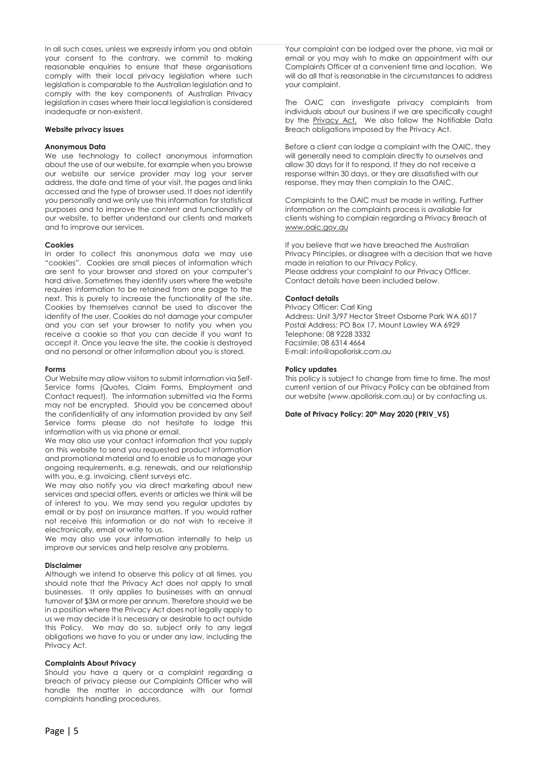In all such cases, unless we expressly inform you and obtain your consent to the contrary, we commit to making reasonable enquiries to ensure that these organisations comply with their local privacy legislation where such legislation is comparable to the Australian legislation and to comply with the key components of Australian Privacy legislation in cases where their local legislation is considered inadequate or non-existent.

**Website privacy issues**

**Anonymous Data**

We use technology to collect anonymous information about the use of our website, for example when you browse our website our service provider may log your server address, the date and time of your visit, the pages and links accessed and the type of browser used. It does not identify you personally and we only use this information for statistical purposes and to improve the content and functionality of our website, to better understand our clients and markets and to improve our services.

**Cookies**

In order to collect this anonymous data we may use "cookies". Cookies are small pieces of information which are sent to your browser and stored on your computer's hard drive. Sometimes they identify users where the website requires information to be retained from one page to the next. This is purely to increase the functionality of the site. Cookies by themselves cannot be used to discover the identity of the user. Cookies do not damage your computer and you can set your browser to notify you when you receive a cookie so that you can decide if you want to accept it. Once you leave the site, the cookie is destroyed and no personal or other information about you is stored.

**Forms**

Our Website may allow visitors to submit information via Self-Service forms (Quotes, Claim Forms, Employment and Contact request). The information submitted via the Forms may not be encrypted. Should you be concerned about the confidentiality of any information provided by any Self Service forms please do not hesitate to lodge this information with us via phone or email.

We may also use your contact information that you supply on this website to send you requested product information and promotional material and to enable us to manage your ongoing requirements, e.g. renewals, and our relationship with you, e.g. invoicing, client surveys etc.

We may also notify you via direct marketing about new services and special offers, events or articles we think will be of interest to you. We may send you regular updates by email or by post on insurance matters. If you would rather not receive this information or do not wish to receive it electronically, email or write to us.

We may also use your information internally to help us improve our services and help resolve any problems.

**Disclaimer**

Although we intend to observe this policy at all times, you should note that the Privacy Act does not apply to small businesses. It only applies to businesses with an annual turnover of $3M or more per annum. Therefore should we be in a position where the Privacy Act does not legally apply to us we may decide it is necessary or desirable to act outside this Policy. We may do so, subject only to any legal obligations we have to you or under any law, including the Privacy Act.

**Complaints About Privacy**

Should you have a query or a complaint regarding a breach of privacy please our Complaints Officer who will handle the matter in accordance with our formal complaints handling procedures.

Your complaint can be lodged over the phone, via mail or email or you may wish to make an appointment with our Complaints Officer at a convenient time and location. We will do all that is reasonable in the circumstances to address your complaint.

The OAIC can investigate privacy complaints from individuals about our business if we are specifically caught by the Privacy Act. We also follow the Notifiable Data Breach obligations imposed by the Privacy Act.

Before a client can lodge a complaint with the OAIC, they will generally need to complain directly to ourselves and allow 30 days for it to respond. If they do not receive a response within 30 days, or they are dissatisfied with our response, they may then complain to the OAIC.

Complaints to the OAIC must be made in writing. Further information on the complaints process is available for clients wishing to complain regarding a Privacy Breach at www.oaic.gov.au

If you believe that we have breached the Australian Privacy Principles, or disagree with a decision that we have made in relation to our Privacy Policy,
Please address your complaint to our Privacy Officer. Contact details have been included below.

**Contact details**

Privacy Officer: Carl King
Address: Unit 3/97 Hector Street Osborne Park WA 6017
Postal Address: PO Box 17, Mount Lawley WA 6929
Telephone: 08 9228 3332
Facsimile: 08 6314 4664
E-mail: info@apollorisk.com.au

**Policy updates**

This policy is subject to change from time to time. The most current version of our Privacy Policy can be obtained from our website (www.apollorisk.com.au) or by contacting us.

**Date of Privacy Policy: 20th May 2020 (PRIV_V5)**